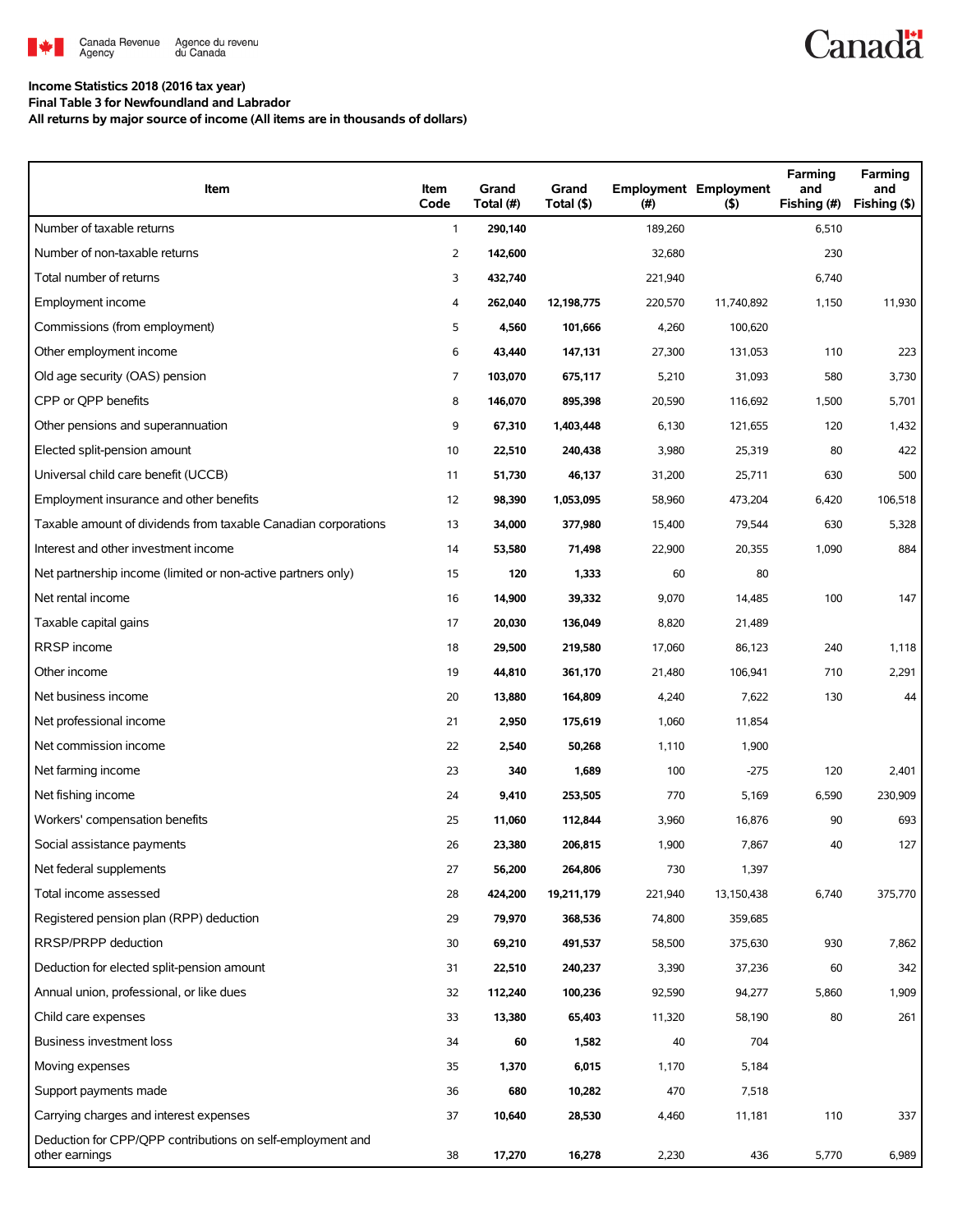**Income Statistics 2018 (2016 tax year)**

**Final Table 3 for Newfoundland and Labrador**

**All returns by major source of income (All items are in thousands of dollars)**

| Item | Item Code | Grand Total (#) | Grand Total ($) | Employment (#) | Employment ($) | Farming and Fishing (#) | Farming and Fishing ($) |
|---|---|---|---|---|---|---|---|
| Number of taxable returns | 1 | **290,140** | | 189,260 | | 6,510 | |
| Number of non-taxable returns | 2 | **142,600** | | 32,680 | | 230 | |
| Total number of returns | 3 | **432,740** | | 221,940 | | 6,740 | |
| Employment income | 4 | **262,040** | **12,198,775** | 220,570 | 11,740,892 | 1,150 | 11,930 |
| Commissions (from employment) | 5 | **4,560** | **101,666** | 4,260 | 100,620 | | |
| Other employment income | 6 | **43,440** | **147,131** | 27,300 | 131,053 | 110 | 223 |
| Old age security (OAS) pension | 7 | **103,070** | **675,117** | 5,210 | 31,093 | 580 | 3,730 |
| CPP or QPP benefits | 8 | **146,070** | **895,398** | 20,590 | 116,692 | 1,500 | 5,701 |
| Other pensions and superannuation | 9 | **67,310** | **1,403,448** | 6,130 | 121,655 | 120 | 1,432 |
| Elected split-pension amount | 10 | **22,510** | **240,438** | 3,980 | 25,319 | 80 | 422 |
| Universal child care benefit (UCCB) | 11 | **51,730** | **46,137** | 31,200 | 25,711 | 630 | 500 |
| Employment insurance and other benefits | 12 | **98,390** | **1,053,095** | 58,960 | 473,204 | 6,420 | 106,518 |
| Taxable amount of dividends from taxable Canadian corporations | 13 | **34,000** | **377,980** | 15,400 | 79,544 | 630 | 5,328 |
| Interest and other investment income | 14 | **53,580** | **71,498** | 22,900 | 20,355 | 1,090 | 884 |
| Net partnership income (limited or non-active partners only) | 15 | **120** | **1,333** | 60 | 80 | | |
| Net rental income | 16 | **14,900** | **39,332** | 9,070 | 14,485 | 100 | 147 |
| Taxable capital gains | 17 | **20,030** | **136,049** | 8,820 | 21,489 | | |
| RRSP income | 18 | **29,500** | **219,580** | 17,060 | 86,123 | 240 | 1,118 |
| Other income | 19 | **44,810** | **361,170** | 21,480 | 106,941 | 710 | 2,291 |
| Net business income | 20 | **13,880** | **164,809** | 4,240 | 7,622 | 130 | 44 |
| Net professional income | 21 | **2,950** | **175,619** | 1,060 | 11,854 | | |
| Net commission income | 22 | **2,540** | **50,268** | 1,110 | 1,900 | | |
| Net farming income | 23 | **340** | **1,689** | 100 | -275 | 120 | 2,401 |
| Net fishing income | 24 | **9,410** | **253,505** | 770 | 5,169 | 6,590 | 230,909 |
| Workers' compensation benefits | 25 | **11,060** | **112,844** | 3,960 | 16,876 | 90 | 693 |
| Social assistance payments | 26 | **23,380** | **206,815** | 1,900 | 7,867 | 40 | 127 |
| Net federal supplements | 27 | **56,200** | **264,806** | 730 | 1,397 | | |
| Total income assessed | 28 | **424,200** | **19,211,179** | 221,940 | 13,150,438 | 6,740 | 375,770 |
| Registered pension plan (RPP) deduction | 29 | **79,970** | **368,536** | 74,800 | 359,685 | | |
| RRSP/PRPP deduction | 30 | **69,210** | **491,537** | 58,500 | 375,630 | 930 | 7,862 |
| Deduction for elected split-pension amount | 31 | **22,510** | **240,237** | 3,390 | 37,236 | 60 | 342 |
| Annual union, professional, or like dues | 32 | **112,240** | **100,236** | 92,590 | 94,277 | 5,860 | 1,909 |
| Child care expenses | 33 | **13,380** | **65,403** | 11,320 | 58,190 | 80 | 261 |
| Business investment loss | 34 | **60** | **1,582** | 40 | 704 | | |
| Moving expenses | 35 | **1,370** | **6,015** | 1,170 | 5,184 | | |
| Support payments made | 36 | **680** | **10,282** | 470 | 7,518 | | |
| Carrying charges and interest expenses | 37 | **10,640** | **28,530** | 4,460 | 11,181 | 110 | 337 |
| Deduction for CPP/QPP contributions on self-employment and other earnings | 38 | **17,270** | **16,278** | 2,230 | 436 | 5,770 | 6,989 |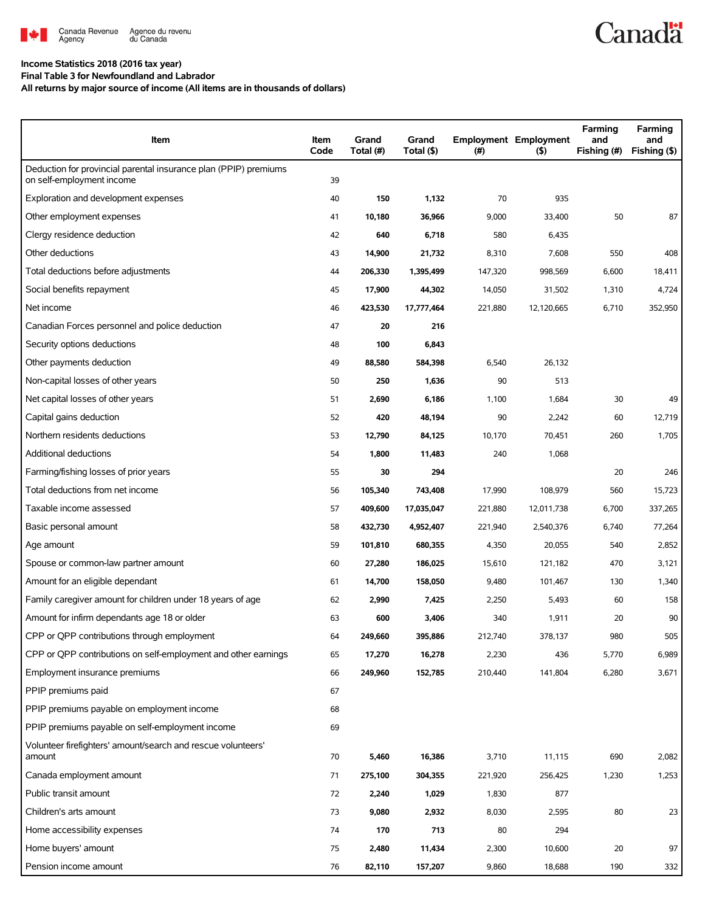**Income Statistics 2018 (2016 tax year)**
**Final Table 3 for Newfoundland and Labrador**
**All returns by major source of income (All items are in thousands of dollars)**

| Item | Item Code | Grand Total (#) | Grand Total ($) | Employment (#) | Employment ($) | Farming and Fishing (#) | Farming and Fishing ($) |
|---|---|---|---|---|---|---|---|
| Deduction for provincial parental insurance plan (PPIP) premiums on self-employment income | 39 | | | | | | |
| Exploration and development expenses | 40 | **150** | **1,132** | 70 | 935 | | |
| Other employment expenses | 41 | **10,180** | **36,966** | 9,000 | 33,400 | 50 | 87 |
| Clergy residence deduction | 42 | **640** | **6,718** | 580 | 6,435 | | |
| Other deductions | 43 | **14,900** | **21,732** | 8,310 | 7,608 | 550 | 408 |
| Total deductions before adjustments | 44 | **206,330** | **1,395,499** | 147,320 | 998,569 | 6,600 | 18,411 |
| Social benefits repayment | 45 | **17,900** | **44,302** | 14,050 | 31,502 | 1,310 | 4,724 |
| Net income | 46 | **423,530** | **17,777,464** | 221,880 | 12,120,665 | 6,710 | 352,950 |
| Canadian Forces personnel and police deduction | 47 | **20** | **216** | | | | |
| Security options deductions | 48 | **100** | **6,843** | | | | |
| Other payments deduction | 49 | **88,580** | **584,398** | 6,540 | 26,132 | | |
| Non-capital losses of other years | 50 | **250** | **1,636** | 90 | 513 | | |
| Net capital losses of other years | 51 | **2,690** | **6,186** | 1,100 | 1,684 | 30 | 49 |
| Capital gains deduction | 52 | **420** | **48,194** | 90 | 2,242 | 60 | 12,719 |
| Northern residents deductions | 53 | **12,790** | **84,125** | 10,170 | 70,451 | 260 | 1,705 |
| Additional deductions | 54 | **1,800** | **11,483** | 240 | 1,068 | | |
| Farming/fishing losses of prior years | 55 | **30** | **294** | | | 20 | 246 |
| Total deductions from net income | 56 | **105,340** | **743,408** | 17,990 | 108,979 | 560 | 15,723 |
| Taxable income assessed | 57 | **409,600** | **17,035,047** | 221,880 | 12,011,738 | 6,700 | 337,265 |
| Basic personal amount | 58 | **432,730** | **4,952,407** | 221,940 | 2,540,376 | 6,740 | 77,264 |
| Age amount | 59 | **101,810** | **680,355** | 4,350 | 20,055 | 540 | 2,852 |
| Spouse or common-law partner amount | 60 | **27,280** | **186,025** | 15,610 | 121,182 | 470 | 3,121 |
| Amount for an eligible dependant | 61 | **14,700** | **158,050** | 9,480 | 101,467 | 130 | 1,340 |
| Family caregiver amount for children under 18 years of age | 62 | **2,990** | **7,425** | 2,250 | 5,493 | 60 | 158 |
| Amount for infirm dependants age 18 or older | 63 | **600** | **3,406** | 340 | 1,911 | 20 | 90 |
| CPP or QPP contributions through employment | 64 | **249,660** | **395,886** | 212,740 | 378,137 | 980 | 505 |
| CPP or QPP contributions on self-employment and other earnings | 65 | **17,270** | **16,278** | 2,230 | 436 | 5,770 | 6,989 |
| Employment insurance premiums | 66 | **249,960** | **152,785** | 210,440 | 141,804 | 6,280 | 3,671 |
| PPIP premiums paid | 67 | | | | | | |
| PPIP premiums payable on employment income | 68 | | | | | | |
| PPIP premiums payable on self-employment income | 69 | | | | | | |
| Volunteer firefighters' amount/search and rescue volunteers' amount | 70 | **5,460** | **16,386** | 3,710 | 11,115 | 690 | 2,082 |
| Canada employment amount | 71 | **275,100** | **304,355** | 221,920 | 256,425 | 1,230 | 1,253 |
| Public transit amount | 72 | **2,240** | **1,029** | 1,830 | 877 | | |
| Children's arts amount | 73 | **9,080** | **2,932** | 8,030 | 2,595 | 80 | 23 |
| Home accessibility expenses | 74 | **170** | **713** | 80 | 294 | | |
| Home buyers' amount | 75 | **2,480** | **11,434** | 2,300 | 10,600 | 20 | 97 |
| Pension income amount | 76 | **82,110** | **157,207** | 9,860 | 18,688 | 190 | 332 |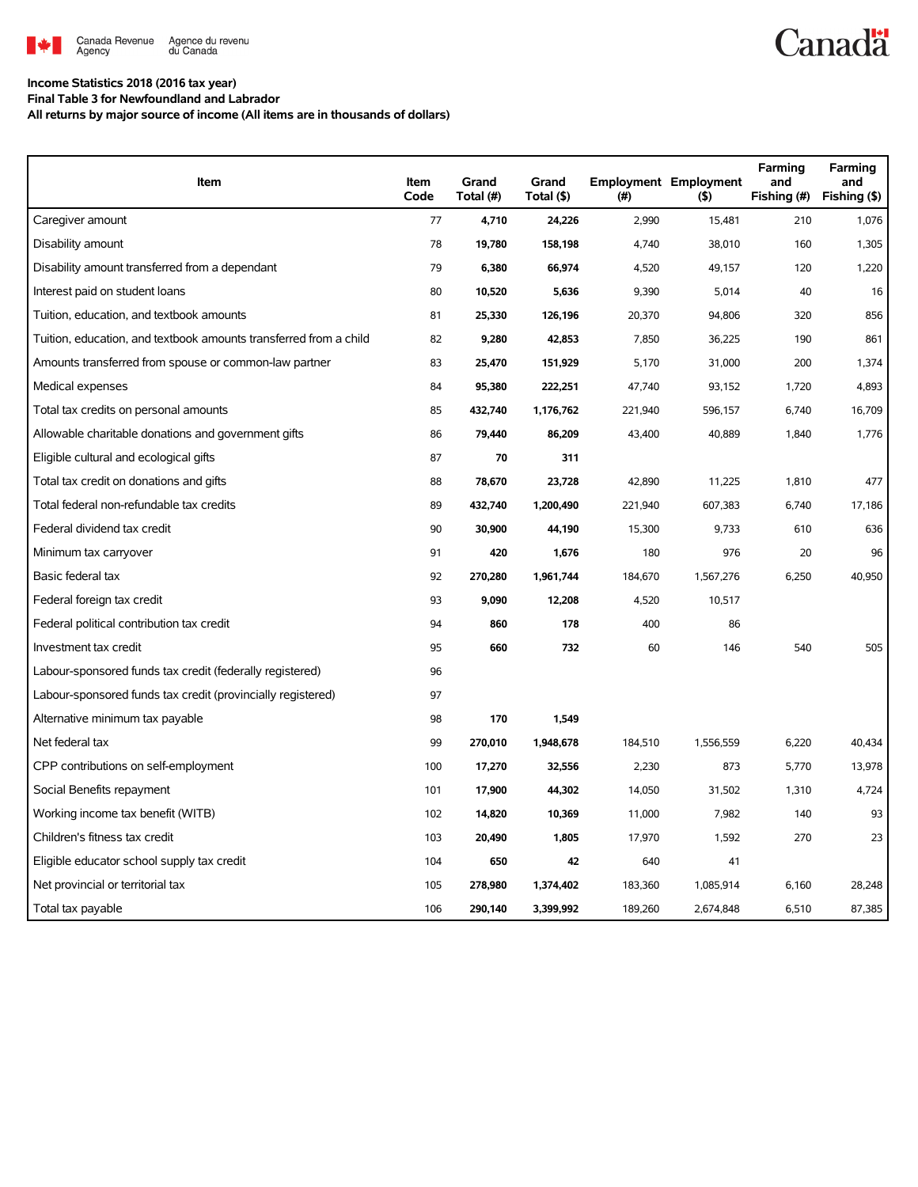**Income Statistics 2018 (2016 tax year)**
**Final Table 3 for Newfoundland and Labrador**
**All returns by major source of income (All items are in thousands of dollars)**

| Item | Item Code | Grand Total (#) | Grand Total ($) | Employment (#) | Employment ($) | Farming and Fishing (#) | Farming and Fishing ($) |
|---|---|---|---|---|---|---|---|
| Caregiver amount | 77 | **4,710** | **24,226** | 2,990 | 15,481 | 210 | 1,076 |
| Disability amount | 78 | **19,780** | **158,198** | 4,740 | 38,010 | 160 | 1,305 |
| Disability amount transferred from a dependant | 79 | **6,380** | **66,974** | 4,520 | 49,157 | 120 | 1,220 |
| Interest paid on student loans | 80 | **10,520** | **5,636** | 9,390 | 5,014 | 40 | 16 |
| Tuition, education, and textbook amounts | 81 | **25,330** | **126,196** | 20,370 | 94,806 | 320 | 856 |
| Tuition, education, and textbook amounts transferred from a child | 82 | **9,280** | **42,853** | 7,850 | 36,225 | 190 | 861 |
| Amounts transferred from spouse or common-law partner | 83 | **25,470** | **151,929** | 5,170 | 31,000 | 200 | 1,374 |
| Medical expenses | 84 | **95,380** | **222,251** | 47,740 | 93,152 | 1,720 | 4,893 |
| Total tax credits on personal amounts | 85 | **432,740** | **1,176,762** | 221,940 | 596,157 | 6,740 | 16,709 |
| Allowable charitable donations and government gifts | 86 | **79,440** | **86,209** | 43,400 | 40,889 | 1,840 | 1,776 |
| Eligible cultural and ecological gifts | 87 | **70** | **311** | | | | |
| Total tax credit on donations and gifts | 88 | **78,670** | **23,728** | 42,890 | 11,225 | 1,810 | 477 |
| Total federal non-refundable tax credits | 89 | **432,740** | **1,200,490** | 221,940 | 607,383 | 6,740 | 17,186 |
| Federal dividend tax credit | 90 | **30,900** | **44,190** | 15,300 | 9,733 | 610 | 636 |
| Minimum tax carryover | 91 | **420** | **1,676** | 180 | 976 | 20 | 96 |
| Basic federal tax | 92 | **270,280** | **1,961,744** | 184,670 | 1,567,276 | 6,250 | 40,950 |
| Federal foreign tax credit | 93 | **9,090** | **12,208** | 4,520 | 10,517 | | |
| Federal political contribution tax credit | 94 | **860** | **178** | 400 | 86 | | |
| Investment tax credit | 95 | **660** | **732** | 60 | 146 | 540 | 505 |
| Labour-sponsored funds tax credit (federally registered) | 96 | | | | | | |
| Labour-sponsored funds tax credit (provincially registered) | 97 | | | | | | |
| Alternative minimum tax payable | 98 | **170** | **1,549** | | | | |
| Net federal tax | 99 | **270,010** | **1,948,678** | 184,510 | 1,556,559 | 6,220 | 40,434 |
| CPP contributions on self-employment | 100 | **17,270** | **32,556** | 2,230 | 873 | 5,770 | 13,978 |
| Social Benefits repayment | 101 | **17,900** | **44,302** | 14,050 | 31,502 | 1,310 | 4,724 |
| Working income tax benefit (WITB) | 102 | **14,820** | **10,369** | 11,000 | 7,982 | 140 | 93 |
| Children's fitness tax credit | 103 | **20,490** | **1,805** | 17,970 | 1,592 | 270 | 23 |
| Eligible educator school supply tax credit | 104 | **650** | **42** | 640 | 41 | | |
| Net provincial or territorial tax | 105 | **278,980** | **1,374,402** | 183,360 | 1,085,914 | 6,160 | 28,248 |
| Total tax payable | 106 | **290,140** | **3,399,992** | 189,260 | 2,674,848 | 6,510 | 87,385 |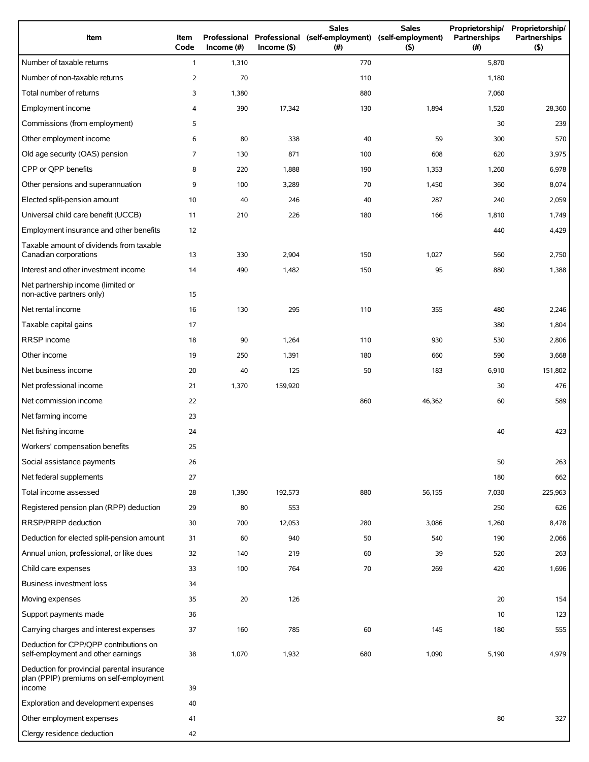| Item | Item Code | Professional Income (#) | Professional Income ($) | Sales (self-employment) (#) | Sales (self-employment) ($) | Proprietorship/ Partnerships (#) | Proprietorship/ Partnerships ($) |
|---|---|---|---|---|---|---|---|
| Number of taxable returns | 1 | 1,310 | | 770 | | 5,870 | |
| Number of non-taxable returns | 2 | 70 | | 110 | | 1,180 | |
| Total number of returns | 3 | 1,380 | | 880 | | 7,060 | |
| Employment income | 4 | 390 | 17,342 | 130 | 1,894 | 1,520 | 28,360 |
| Commissions (from employment) | 5 | | | | | 30 | 239 |
| Other employment income | 6 | 80 | 338 | 40 | 59 | 300 | 570 |
| Old age security (OAS) pension | 7 | 130 | 871 | 100 | 608 | 620 | 3,975 |
| CPP or QPP benefits | 8 | 220 | 1,888 | 190 | 1,353 | 1,260 | 6,978 |
| Other pensions and superannuation | 9 | 100 | 3,289 | 70 | 1,450 | 360 | 8,074 |
| Elected split-pension amount | 10 | 40 | 246 | 40 | 287 | 240 | 2,059 |
| Universal child care benefit (UCCB) | 11 | 210 | 226 | 180 | 166 | 1,810 | 1,749 |
| Employment insurance and other benefits | 12 | | | | | 440 | 4,429 |
| Taxable amount of dividends from taxable Canadian corporations | 13 | 330 | 2,904 | 150 | 1,027 | 560 | 2,750 |
| Interest and other investment income | 14 | 490 | 1,482 | 150 | 95 | 880 | 1,388 |
| Net partnership income (limited or non-active partners only) | 15 | | | | | | |
| Net rental income | 16 | 130 | 295 | 110 | 355 | 480 | 2,246 |
| Taxable capital gains | 17 | | | | | 380 | 1,804 |
| RRSP income | 18 | 90 | 1,264 | 110 | 930 | 530 | 2,806 |
| Other income | 19 | 250 | 1,391 | 180 | 660 | 590 | 3,668 |
| Net business income | 20 | 40 | 125 | 50 | 183 | 6,910 | 151,802 |
| Net professional income | 21 | 1,370 | 159,920 | | | 30 | 476 |
| Net commission income | 22 | | | 860 | 46,362 | 60 | 589 |
| Net farming income | 23 | | | | | | |
| Net fishing income | 24 | | | | | 40 | 423 |
| Workers' compensation benefits | 25 | | | | | | |
| Social assistance payments | 26 | | | | | 50 | 263 |
| Net federal supplements | 27 | | | | | 180 | 662 |
| Total income assessed | 28 | 1,380 | 192,573 | 880 | 56,155 | 7,030 | 225,963 |
| Registered pension plan (RPP) deduction | 29 | 80 | 553 | | | 250 | 626 |
| RRSP/PRPP deduction | 30 | 700 | 12,053 | 280 | 3,086 | 1,260 | 8,478 |
| Deduction for elected split-pension amount | 31 | 60 | 940 | 50 | 540 | 190 | 2,066 |
| Annual union, professional, or like dues | 32 | 140 | 219 | 60 | 39 | 520 | 263 |
| Child care expenses | 33 | 100 | 764 | 70 | 269 | 420 | 1,696 |
| Business investment loss | 34 | | | | | | |
| Moving expenses | 35 | 20 | 126 | | | 20 | 154 |
| Support payments made | 36 | | | | | 10 | 123 |
| Carrying charges and interest expenses | 37 | 160 | 785 | 60 | 145 | 180 | 555 |
| Deduction for CPP/QPP contributions on self-employment and other earnings | 38 | 1,070 | 1,932 | 680 | 1,090 | 5,190 | 4,979 |
| Deduction for provincial parental insurance plan (PPIP) premiums on self-employment income | 39 | | | | | | |
| Exploration and development expenses | 40 | | | | | | |
| Other employment expenses | 41 | | | | | 80 | 327 |
| Clergy residence deduction | 42 | | | | | | |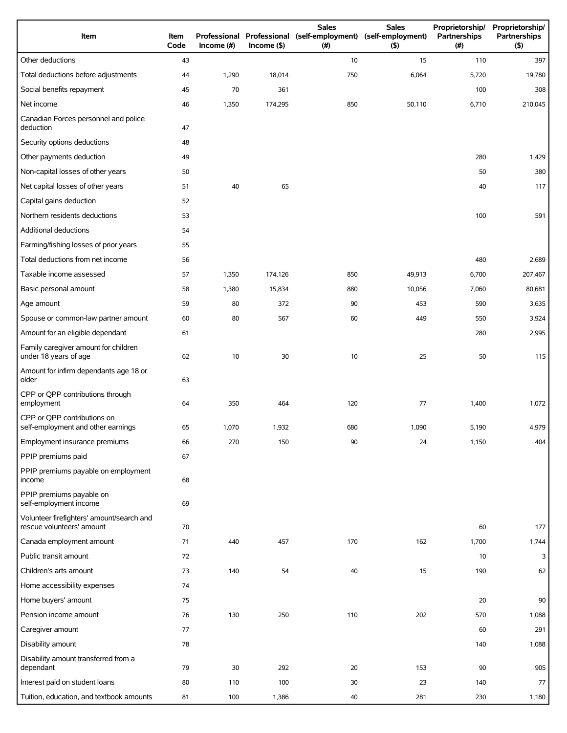| Item | Item Code | Professional Income (#) | Professional Income ($) | Sales (self-employment) (#) | Sales (self-employment) ($) | Proprietorship/ Partnerships (#) | Proprietorship/ Partnerships ($) |
|---|---|---|---|---|---|---|---|
| Other deductions | 43 | | | 10 | 15 | 110 | 397 |
| Total deductions before adjustments | 44 | 1,290 | 18,014 | 750 | 6,064 | 5,720 | 19,780 |
| Social benefits repayment | 45 | 70 | 361 | | | 100 | 308 |
| Net income | 46 | 1,350 | 174,295 | 850 | 50,110 | 6,710 | 210,045 |
| Canadian Forces personnel and police deduction | 47 | | | | | | |
| Security options deductions | 48 | | | | | | |
| Other payments deduction | 49 | | | | | 280 | 1,429 |
| Non-capital losses of other years | 50 | | | | | 50 | 380 |
| Net capital losses of other years | 51 | 40 | 65 | | | 40 | 117 |
| Capital gains deduction | 52 | | | | | | |
| Northern residents deductions | 53 | | | | | 100 | 591 |
| Additional deductions | 54 | | | | | | |
| Farming/fishing losses of prior years | 55 | | | | | | |
| Total deductions from net income | 56 | | | | | 480 | 2,689 |
| Taxable income assessed | 57 | 1,350 | 174,126 | 850 | 49,913 | 6,700 | 207,467 |
| Basic personal amount | 58 | 1,380 | 15,834 | 880 | 10,056 | 7,060 | 80,681 |
| Age amount | 59 | 80 | 372 | 90 | 453 | 590 | 3,635 |
| Spouse or common-law partner amount | 60 | 80 | 567 | 60 | 449 | 550 | 3,924 |
| Amount for an eligible dependant | 61 | | | | | 280 | 2,995 |
| Family caregiver amount for children under 18 years of age | 62 | 10 | 30 | 10 | 25 | 50 | 115 |
| Amount for infirm dependants age 18 or older | 63 | | | | | | |
| CPP or QPP contributions through employment | 64 | 350 | 464 | 120 | 77 | 1,400 | 1,072 |
| CPP or QPP contributions on self-employment and other earnings | 65 | 1,070 | 1,932 | 680 | 1,090 | 5,190 | 4,979 |
| Employment insurance premiums | 66 | 270 | 150 | 90 | 24 | 1,150 | 404 |
| PPIP premiums paid | 67 | | | | | | |
| PPIP premiums payable on employment income | 68 | | | | | | |
| PPIP premiums payable on self-employment income | 69 | | | | | | |
| Volunteer firefighters' amount/search and rescue volunteers' amount | 70 | | | | | 60 | 177 |
| Canada employment amount | 71 | 440 | 457 | 170 | 162 | 1,700 | 1,744 |
| Public transit amount | 72 | | | | | 10 | 3 |
| Children's arts amount | 73 | 140 | 54 | 40 | 15 | 190 | 62 |
| Home accessibility expenses | 74 | | | | | | |
| Home buyers' amount | 75 | | | | | 20 | 90 |
| Pension income amount | 76 | 130 | 250 | 110 | 202 | 570 | 1,088 |
| Caregiver amount | 77 | | | | | 60 | 291 |
| Disability amount | 78 | | | | | 140 | 1,088 |
| Disability amount transferred from a dependant | 79 | 30 | 292 | 20 | 153 | 90 | 905 |
| Interest paid on student loans | 80 | 110 | 100 | 30 | 23 | 140 | 77 |
| Tuition, education, and textbook amounts | 81 | 100 | 1,386 | 40 | 281 | 230 | 1,180 |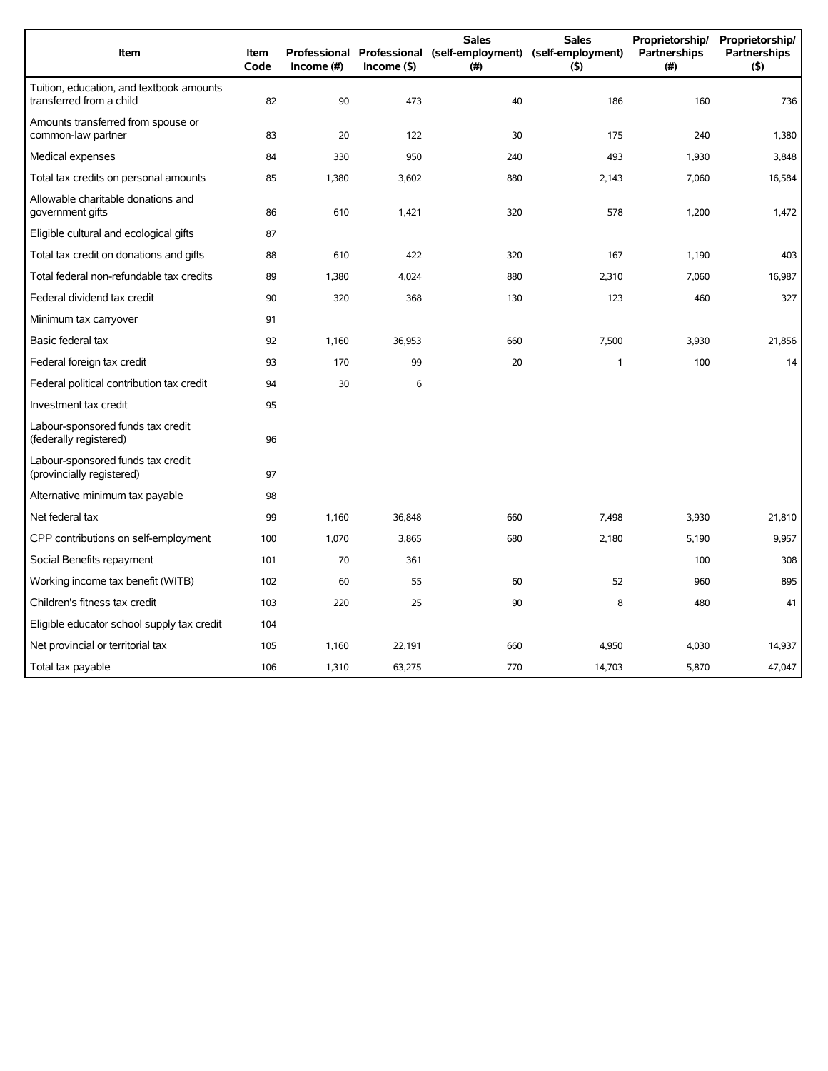| Item | Item Code | Professional Income (#) | Professional Income ($) | Sales (self-employment) (#) | Sales (self-employment) ($) | Proprietorship/ Partnerships (#) | Proprietorship/ Partnerships ($) |
|---|---|---|---|---|---|---|---|
| Tuition, education, and textbook amounts transferred from a child | 82 | 90 | 473 | 40 | 186 | 160 | 736 |
| Amounts transferred from spouse or common-law partner | 83 | 20 | 122 | 30 | 175 | 240 | 1,380 |
| Medical expenses | 84 | 330 | 950 | 240 | 493 | 1,930 | 3,848 |
| Total tax credits on personal amounts | 85 | 1,380 | 3,602 | 880 | 2,143 | 7,060 | 16,584 |
| Allowable charitable donations and government gifts | 86 | 610 | 1,421 | 320 | 578 | 1,200 | 1,472 |
| Eligible cultural and ecological gifts | 87 | | | | | | |
| Total tax credit on donations and gifts | 88 | 610 | 422 | 320 | 167 | 1,190 | 403 |
| Total federal non-refundable tax credits | 89 | 1,380 | 4,024 | 880 | 2,310 | 7,060 | 16,987 |
| Federal dividend tax credit | 90 | 320 | 368 | 130 | 123 | 460 | 327 |
| Minimum tax carryover | 91 | | | | | | |
| Basic federal tax | 92 | 1,160 | 36,953 | 660 | 7,500 | 3,930 | 21,856 |
| Federal foreign tax credit | 93 | 170 | 99 | 20 | 1 | 100 | 14 |
| Federal political contribution tax credit | 94 | 30 | 6 | | | | |
| Investment tax credit | 95 | | | | | | |
| Labour-sponsored funds tax credit (federally registered) | 96 | | | | | | |
| Labour-sponsored funds tax credit (provincially registered) | 97 | | | | | | |
| Alternative minimum tax payable | 98 | | | | | | |
| Net federal tax | 99 | 1,160 | 36,848 | 660 | 7,498 | 3,930 | 21,810 |
| CPP contributions on self-employment | 100 | 1,070 | 3,865 | 680 | 2,180 | 5,190 | 9,957 |
| Social Benefits repayment | 101 | 70 | 361 | | | 100 | 308 |
| Working income tax benefit (WITB) | 102 | 60 | 55 | 60 | 52 | 960 | 895 |
| Children's fitness tax credit | 103 | 220 | 25 | 90 | 8 | 480 | 41 |
| Eligible educator school supply tax credit | 104 | | | | | | |
| Net provincial or territorial tax | 105 | 1,160 | 22,191 | 660 | 4,950 | 4,030 | 14,937 |
| Total tax payable | 106 | 1,310 | 63,275 | 770 | 14,703 | 5,870 | 47,047 |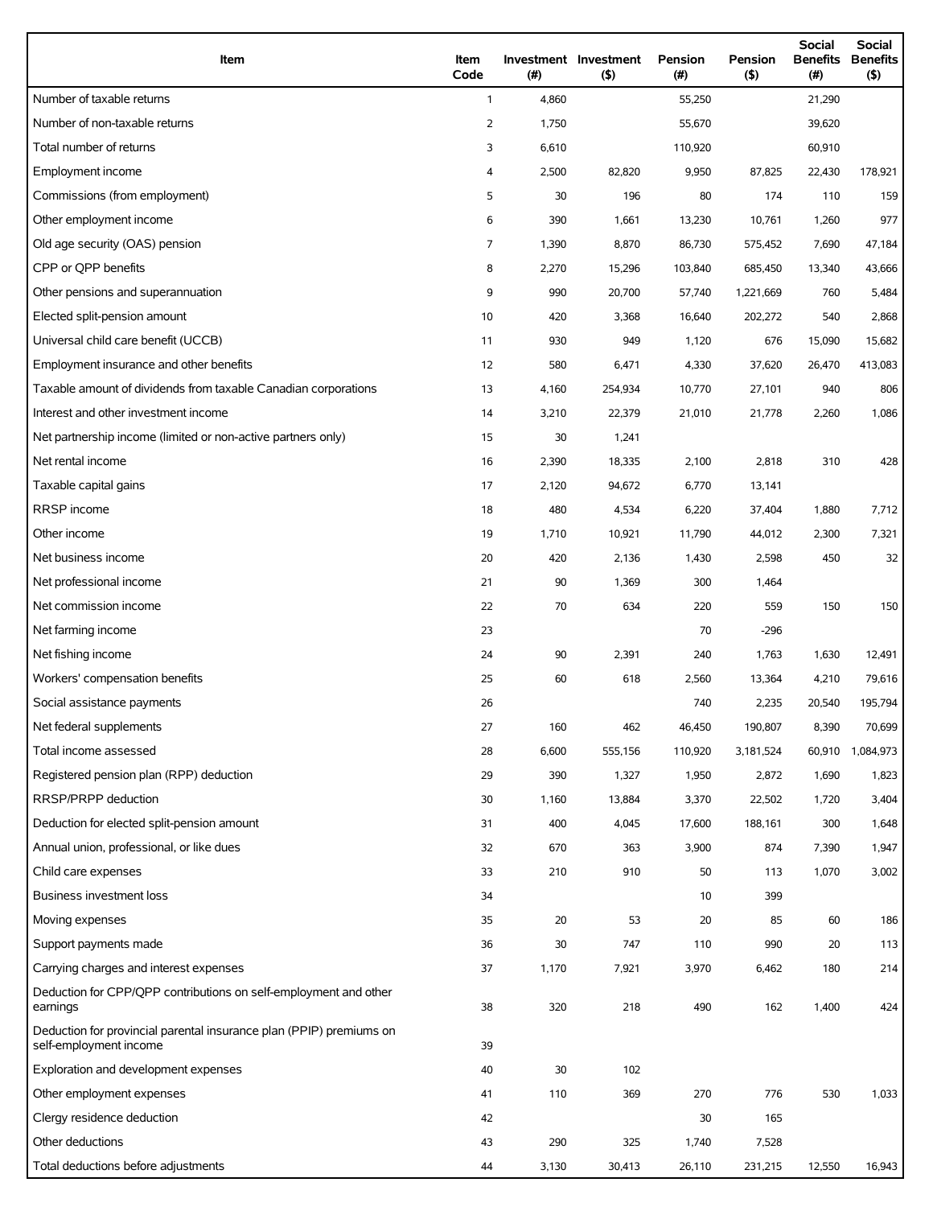| Item | Item Code | Investment (#) | Investment ($) | Pension (#) | Pension ($) | Social Benefits (#) | Social Benefits ($) |
| --- | --- | --- | --- | --- | --- | --- | --- |
| Number of taxable returns | 1 | 4,860 | | 55,250 | | 21,290 | |
| Number of non-taxable returns | 2 | 1,750 | | 55,670 | | 39,620 | |
| Total number of returns | 3 | 6,610 | | 110,920 | | 60,910 | |
| Employment income | 4 | 2,500 | 82,820 | 9,950 | 87,825 | 22,430 | 178,921 |
| Commissions (from employment) | 5 | 30 | 196 | 80 | 174 | 110 | 159 |
| Other employment income | 6 | 390 | 1,661 | 13,230 | 10,761 | 1,260 | 977 |
| Old age security (OAS) pension | 7 | 1,390 | 8,870 | 86,730 | 575,452 | 7,690 | 47,184 |
| CPP or QPP benefits | 8 | 2,270 | 15,296 | 103,840 | 685,450 | 13,340 | 43,666 |
| Other pensions and superannuation | 9 | 990 | 20,700 | 57,740 | 1,221,669 | 760 | 5,484 |
| Elected split-pension amount | 10 | 420 | 3,368 | 16,640 | 202,272 | 540 | 2,868 |
| Universal child care benefit (UCCB) | 11 | 930 | 949 | 1,120 | 676 | 15,090 | 15,682 |
| Employment insurance and other benefits | 12 | 580 | 6,471 | 4,330 | 37,620 | 26,470 | 413,083 |
| Taxable amount of dividends from taxable Canadian corporations | 13 | 4,160 | 254,934 | 10,770 | 27,101 | 940 | 806 |
| Interest and other investment income | 14 | 3,210 | 22,379 | 21,010 | 21,778 | 2,260 | 1,086 |
| Net partnership income (limited or non-active partners only) | 15 | 30 | 1,241 | | | | |
| Net rental income | 16 | 2,390 | 18,335 | 2,100 | 2,818 | 310 | 428 |
| Taxable capital gains | 17 | 2,120 | 94,672 | 6,770 | 13,141 | | |
| RRSP income | 18 | 480 | 4,534 | 6,220 | 37,404 | 1,880 | 7,712 |
| Other income | 19 | 1,710 | 10,921 | 11,790 | 44,012 | 2,300 | 7,321 |
| Net business income | 20 | 420 | 2,136 | 1,430 | 2,598 | 450 | 32 |
| Net professional income | 21 | 90 | 1,369 | 300 | 1,464 | | |
| Net commission income | 22 | 70 | 634 | 220 | 559 | 150 | 150 |
| Net farming income | 23 | | | 70 | -296 | | |
| Net fishing income | 24 | 90 | 2,391 | 240 | 1,763 | 1,630 | 12,491 |
| Workers' compensation benefits | 25 | 60 | 618 | 2,560 | 13,364 | 4,210 | 79,616 |
| Social assistance payments | 26 | | | 740 | 2,235 | 20,540 | 195,794 |
| Net federal supplements | 27 | 160 | 462 | 46,450 | 190,807 | 8,390 | 70,699 |
| Total income assessed | 28 | 6,600 | 555,156 | 110,920 | 3,181,524 | 60,910 | 1,084,973 |
| Registered pension plan (RPP) deduction | 29 | 390 | 1,327 | 1,950 | 2,872 | 1,690 | 1,823 |
| RRSP/PRPP deduction | 30 | 1,160 | 13,884 | 3,370 | 22,502 | 1,720 | 3,404 |
| Deduction for elected split-pension amount | 31 | 400 | 4,045 | 17,600 | 188,161 | 300 | 1,648 |
| Annual union, professional, or like dues | 32 | 670 | 363 | 3,900 | 874 | 7,390 | 1,947 |
| Child care expenses | 33 | 210 | 910 | 50 | 113 | 1,070 | 3,002 |
| Business investment loss | 34 | | | 10 | 399 | | |
| Moving expenses | 35 | 20 | 53 | 20 | 85 | 60 | 186 |
| Support payments made | 36 | 30 | 747 | 110 | 990 | 20 | 113 |
| Carrying charges and interest expenses | 37 | 1,170 | 7,921 | 3,970 | 6,462 | 180 | 214 |
| Deduction for CPP/QPP contributions on self-employment and other earnings | 38 | 320 | 218 | 490 | 162 | 1,400 | 424 |
| Deduction for provincial parental insurance plan (PPIP) premiums on self-employment income | 39 | | | | | | |
| Exploration and development expenses | 40 | 30 | 102 | | | | |
| Other employment expenses | 41 | 110 | 369 | 270 | 776 | 530 | 1,033 |
| Clergy residence deduction | 42 | | | 30 | 165 | | |
| Other deductions | 43 | 290 | 325 | 1,740 | 7,528 | | |
| Total deductions before adjustments | 44 | 3,130 | 30,413 | 26,110 | 231,215 | 12,550 | 16,943 |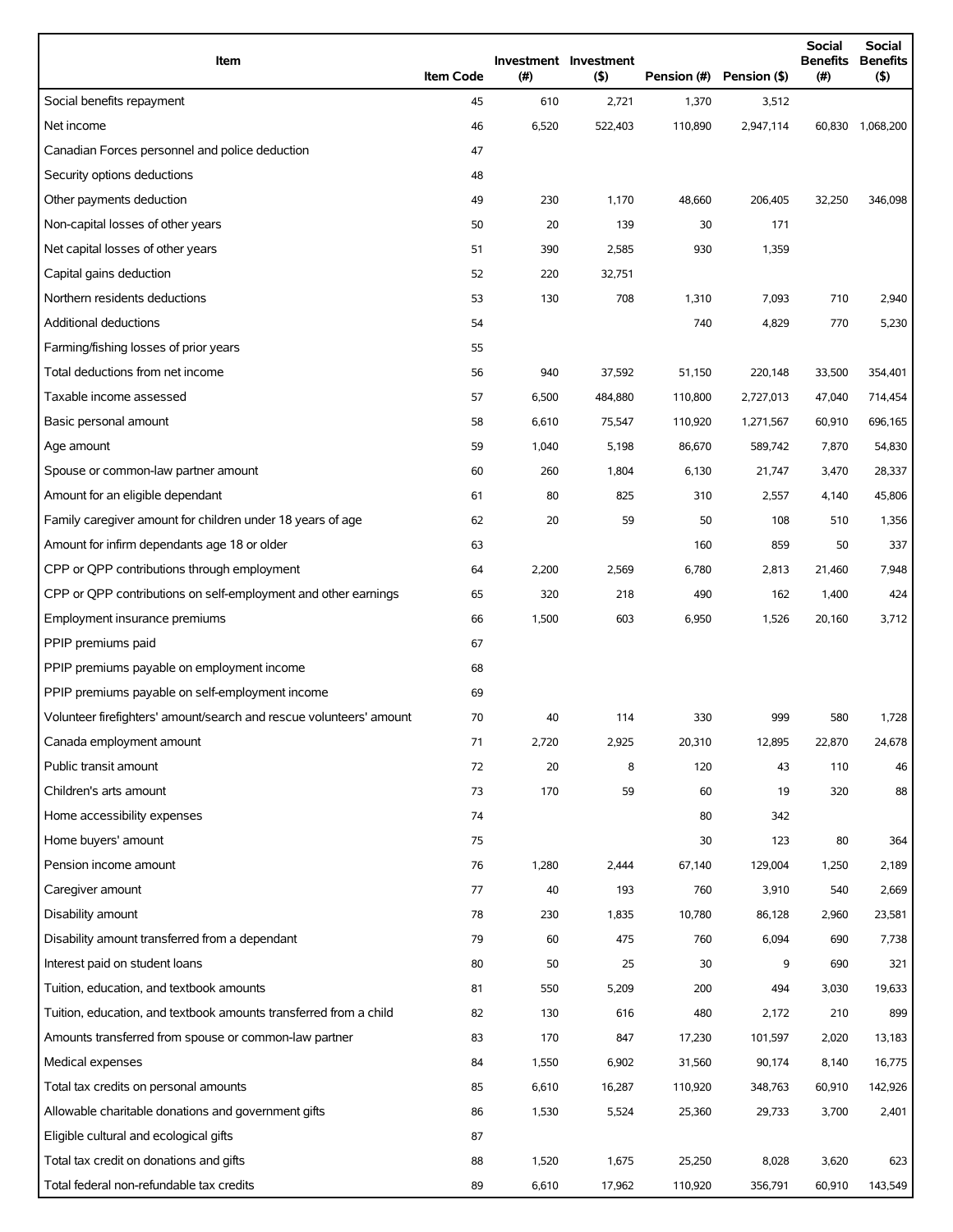| Item | Item Code | Investment (#) | Investment ($) | Pension (#) | Pension ($) | Social Benefits (#) | Social Benefits ($) |
|---|---|---|---|---|---|---|---|
| Social benefits repayment | 45 | 610 | 2,721 | 1,370 | 3,512 | | |
| Net income | 46 | 6,520 | 522,403 | 110,890 | 2,947,114 | 60,830 | 1,068,200 |
| Canadian Forces personnel and police deduction | 47 | | | | | | |
| Security options deductions | 48 | | | | | | |
| Other payments deduction | 49 | 230 | 1,170 | 48,660 | 206,405 | 32,250 | 346,098 |
| Non-capital losses of other years | 50 | 20 | 139 | 30 | 171 | | |
| Net capital losses of other years | 51 | 390 | 2,585 | 930 | 1,359 | | |
| Capital gains deduction | 52 | 220 | 32,751 | | | | |
| Northern residents deductions | 53 | 130 | 708 | 1,310 | 7,093 | 710 | 2,940 |
| Additional deductions | 54 | | | 740 | 4,829 | 770 | 5,230 |
| Farming/fishing losses of prior years | 55 | | | | | | |
| Total deductions from net income | 56 | 940 | 37,592 | 51,150 | 220,148 | 33,500 | 354,401 |
| Taxable income assessed | 57 | 6,500 | 484,880 | 110,800 | 2,727,013 | 47,040 | 714,454 |
| Basic personal amount | 58 | 6,610 | 75,547 | 110,920 | 1,271,567 | 60,910 | 696,165 |
| Age amount | 59 | 1,040 | 5,198 | 86,670 | 589,742 | 7,870 | 54,830 |
| Spouse or common-law partner amount | 60 | 260 | 1,804 | 6,130 | 21,747 | 3,470 | 28,337 |
| Amount for an eligible dependant | 61 | 80 | 825 | 310 | 2,557 | 4,140 | 45,806 |
| Family caregiver amount for children under 18 years of age | 62 | 20 | 59 | 50 | 108 | 510 | 1,356 |
| Amount for infirm dependants age 18 or older | 63 | | | 160 | 859 | 50 | 337 |
| CPP or QPP contributions through employment | 64 | 2,200 | 2,569 | 6,780 | 2,813 | 21,460 | 7,948 |
| CPP or QPP contributions on self-employment and other earnings | 65 | 320 | 218 | 490 | 162 | 1,400 | 424 |
| Employment insurance premiums | 66 | 1,500 | 603 | 6,950 | 1,526 | 20,160 | 3,712 |
| PPIP premiums paid | 67 | | | | | | |
| PPIP premiums payable on employment income | 68 | | | | | | |
| PPIP premiums payable on self-employment income | 69 | | | | | | |
| Volunteer firefighters' amount/search and rescue volunteers' amount | 70 | 40 | 114 | 330 | 999 | 580 | 1,728 |
| Canada employment amount | 71 | 2,720 | 2,925 | 20,310 | 12,895 | 22,870 | 24,678 |
| Public transit amount | 72 | 20 | 8 | 120 | 43 | 110 | 46 |
| Children's arts amount | 73 | 170 | 59 | 60 | 19 | 320 | 88 |
| Home accessibility expenses | 74 | | | 80 | 342 | | |
| Home buyers' amount | 75 | | | 30 | 123 | 80 | 364 |
| Pension income amount | 76 | 1,280 | 2,444 | 67,140 | 129,004 | 1,250 | 2,189 |
| Caregiver amount | 77 | 40 | 193 | 760 | 3,910 | 540 | 2,669 |
| Disability amount | 78 | 230 | 1,835 | 10,780 | 86,128 | 2,960 | 23,581 |
| Disability amount transferred from a dependant | 79 | 60 | 475 | 760 | 6,094 | 690 | 7,738 |
| Interest paid on student loans | 80 | 50 | 25 | 30 | 9 | 690 | 321 |
| Tuition, education, and textbook amounts | 81 | 550 | 5,209 | 200 | 494 | 3,030 | 19,633 |
| Tuition, education, and textbook amounts transferred from a child | 82 | 130 | 616 | 480 | 2,172 | 210 | 899 |
| Amounts transferred from spouse or common-law partner | 83 | 170 | 847 | 17,230 | 101,597 | 2,020 | 13,183 |
| Medical expenses | 84 | 1,550 | 6,902 | 31,560 | 90,174 | 8,140 | 16,775 |
| Total tax credits on personal amounts | 85 | 6,610 | 16,287 | 110,920 | 348,763 | 60,910 | 142,926 |
| Allowable charitable donations and government gifts | 86 | 1,530 | 5,524 | 25,360 | 29,733 | 3,700 | 2,401 |
| Eligible cultural and ecological gifts | 87 | | | | | | |
| Total tax credit on donations and gifts | 88 | 1,520 | 1,675 | 25,250 | 8,028 | 3,620 | 623 |
| Total federal non-refundable tax credits | 89 | 6,610 | 17,962 | 110,920 | 356,791 | 60,910 | 143,549 |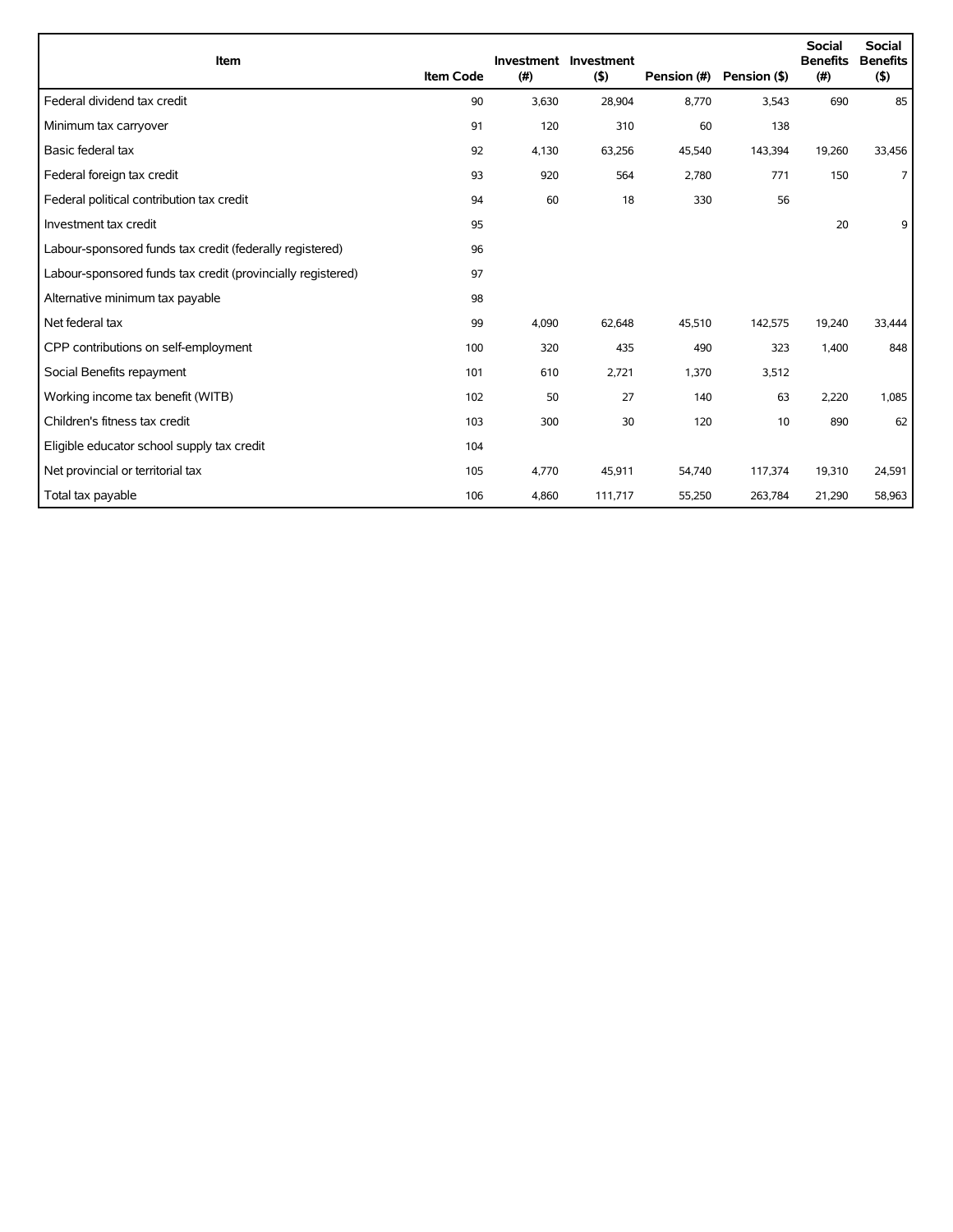| Item | Item Code | Investment (#) | Investment ($) | Pension (#) | Pension ($) | Social Benefits (#) | Social Benefits ($) |
| --- | --- | --- | --- | --- | --- | --- | --- |
| Federal dividend tax credit | 90 | 3,630 | 28,904 | 8,770 | 3,543 | 690 | 85 |
| Minimum tax carryover | 91 | 120 | 310 | 60 | 138 | | |
| Basic federal tax | 92 | 4,130 | 63,256 | 45,540 | 143,394 | 19,260 | 33,456 |
| Federal foreign tax credit | 93 | 920 | 564 | 2,780 | 771 | 150 | 7 |
| Federal political contribution tax credit | 94 | 60 | 18 | 330 | 56 | | |
| Investment tax credit | 95 | | | | | 20 | 9 |
| Labour-sponsored funds tax credit (federally registered) | 96 | | | | | | |
| Labour-sponsored funds tax credit (provincially registered) | 97 | | | | | | |
| Alternative minimum tax payable | 98 | | | | | | |
| Net federal tax | 99 | 4,090 | 62,648 | 45,510 | 142,575 | 19,240 | 33,444 |
| CPP contributions on self-employment | 100 | 320 | 435 | 490 | 323 | 1,400 | 848 |
| Social Benefits repayment | 101 | 610 | 2,721 | 1,370 | 3,512 | | |
| Working income tax benefit (WITB) | 102 | 50 | 27 | 140 | 63 | 2,220 | 1,085 |
| Children's fitness tax credit | 103 | 300 | 30 | 120 | 10 | 890 | 62 |
| Eligible educator school supply tax credit | 104 | | | | | | |
| Net provincial or territorial tax | 105 | 4,770 | 45,911 | 54,740 | 117,374 | 19,310 | 24,591 |
| Total tax payable | 106 | 4,860 | 111,717 | 55,250 | 263,784 | 21,290 | 58,963 |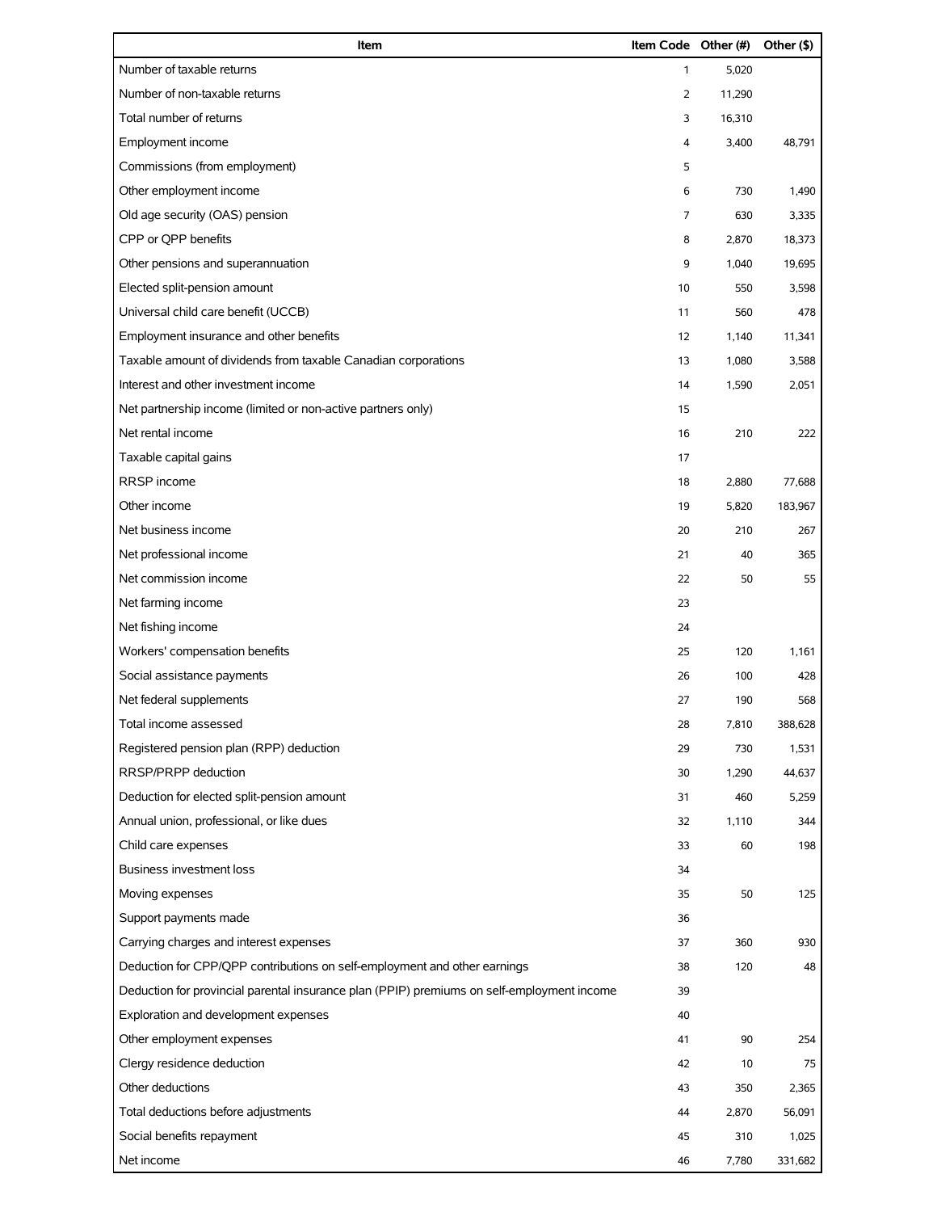| Item | Item Code | Other (#) | Other ($) |
|---|---|---|---|
| Number of taxable returns | 1 | 5,020 | |
| Number of non-taxable returns | 2 | 11,290 | |
| Total number of returns | 3 | 16,310 | |
| Employment income | 4 | 3,400 | 48,791 |
| Commissions (from employment) | 5 | | |
| Other employment income | 6 | 730 | 1,490 |
| Old age security (OAS) pension | 7 | 630 | 3,335 |
| CPP or QPP benefits | 8 | 2,870 | 18,373 |
| Other pensions and superannuation | 9 | 1,040 | 19,695 |
| Elected split-pension amount | 10 | 550 | 3,598 |
| Universal child care benefit (UCCB) | 11 | 560 | 478 |
| Employment insurance and other benefits | 12 | 1,140 | 11,341 |
| Taxable amount of dividends from taxable Canadian corporations | 13 | 1,080 | 3,588 |
| Interest and other investment income | 14 | 1,590 | 2,051 |
| Net partnership income (limited or non-active partners only) | 15 | | |
| Net rental income | 16 | 210 | 222 |
| Taxable capital gains | 17 | | |
| RRSP income | 18 | 2,880 | 77,688 |
| Other income | 19 | 5,820 | 183,967 |
| Net business income | 20 | 210 | 267 |
| Net professional income | 21 | 40 | 365 |
| Net commission income | 22 | 50 | 55 |
| Net farming income | 23 | | |
| Net fishing income | 24 | | |
| Workers' compensation benefits | 25 | 120 | 1,161 |
| Social assistance payments | 26 | 100 | 428 |
| Net federal supplements | 27 | 190 | 568 |
| Total income assessed | 28 | 7,810 | 388,628 |
| Registered pension plan (RPP) deduction | 29 | 730 | 1,531 |
| RRSP/PRPP deduction | 30 | 1,290 | 44,637 |
| Deduction for elected split-pension amount | 31 | 460 | 5,259 |
| Annual union, professional, or like dues | 32 | 1,110 | 344 |
| Child care expenses | 33 | 60 | 198 |
| Business investment loss | 34 | | |
| Moving expenses | 35 | 50 | 125 |
| Support payments made | 36 | | |
| Carrying charges and interest expenses | 37 | 360 | 930 |
| Deduction for CPP/QPP contributions on self-employment and other earnings | 38 | 120 | 48 |
| Deduction for provincial parental insurance plan (PPIP) premiums on self-employment income | 39 | | |
| Exploration and development expenses | 40 | | |
| Other employment expenses | 41 | 90 | 254 |
| Clergy residence deduction | 42 | 10 | 75 |
| Other deductions | 43 | 350 | 2,365 |
| Total deductions before adjustments | 44 | 2,870 | 56,091 |
| Social benefits repayment | 45 | 310 | 1,025 |
| Net income | 46 | 7,780 | 331,682 |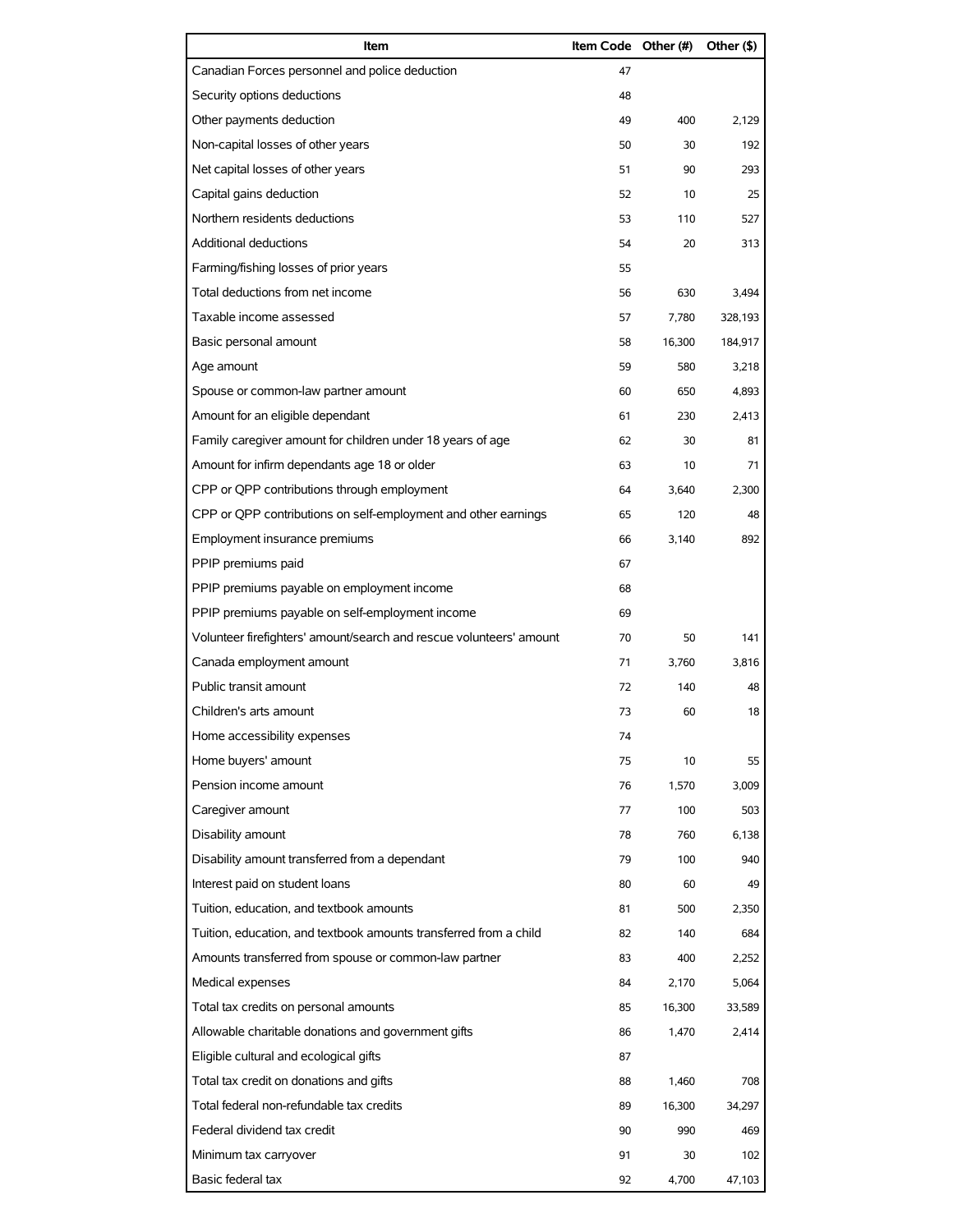| Item | Item Code | Other (#) | Other ($) |
|---|---|---|---|
| Canadian Forces personnel and police deduction | 47 | | |
| Security options deductions | 48 | | |
| Other payments deduction | 49 | 400 | 2,129 |
| Non-capital losses of other years | 50 | 30 | 192 |
| Net capital losses of other years | 51 | 90 | 293 |
| Capital gains deduction | 52 | 10 | 25 |
| Northern residents deductions | 53 | 110 | 527 |
| Additional deductions | 54 | 20 | 313 |
| Farming/fishing losses of prior years | 55 | | |
| Total deductions from net income | 56 | 630 | 3,494 |
| Taxable income assessed | 57 | 7,780 | 328,193 |
| Basic personal amount | 58 | 16,300 | 184,917 |
| Age amount | 59 | 580 | 3,218 |
| Spouse or common-law partner amount | 60 | 650 | 4,893 |
| Amount for an eligible dependant | 61 | 230 | 2,413 |
| Family caregiver amount for children under 18 years of age | 62 | 30 | 81 |
| Amount for infirm dependants age 18 or older | 63 | 10 | 71 |
| CPP or QPP contributions through employment | 64 | 3,640 | 2,300 |
| CPP or QPP contributions on self-employment and other earnings | 65 | 120 | 48 |
| Employment insurance premiums | 66 | 3,140 | 892 |
| PPIP premiums paid | 67 | | |
| PPIP premiums payable on employment income | 68 | | |
| PPIP premiums payable on self-employment income | 69 | | |
| Volunteer firefighters' amount/search and rescue volunteers' amount | 70 | 50 | 141 |
| Canada employment amount | 71 | 3,760 | 3,816 |
| Public transit amount | 72 | 140 | 48 |
| Children's arts amount | 73 | 60 | 18 |
| Home accessibility expenses | 74 | | |
| Home buyers' amount | 75 | 10 | 55 |
| Pension income amount | 76 | 1,570 | 3,009 |
| Caregiver amount | 77 | 100 | 503 |
| Disability amount | 78 | 760 | 6,138 |
| Disability amount transferred from a dependant | 79 | 100 | 940 |
| Interest paid on student loans | 80 | 60 | 49 |
| Tuition, education, and textbook amounts | 81 | 500 | 2,350 |
| Tuition, education, and textbook amounts transferred from a child | 82 | 140 | 684 |
| Amounts transferred from spouse or common-law partner | 83 | 400 | 2,252 |
| Medical expenses | 84 | 2,170 | 5,064 |
| Total tax credits on personal amounts | 85 | 16,300 | 33,589 |
| Allowable charitable donations and government gifts | 86 | 1,470 | 2,414 |
| Eligible cultural and ecological gifts | 87 | | |
| Total tax credit on donations and gifts | 88 | 1,460 | 708 |
| Total federal non-refundable tax credits | 89 | 16,300 | 34,297 |
| Federal dividend tax credit | 90 | 990 | 469 |
| Minimum tax carryover | 91 | 30 | 102 |
| Basic federal tax | 92 | 4,700 | 47,103 |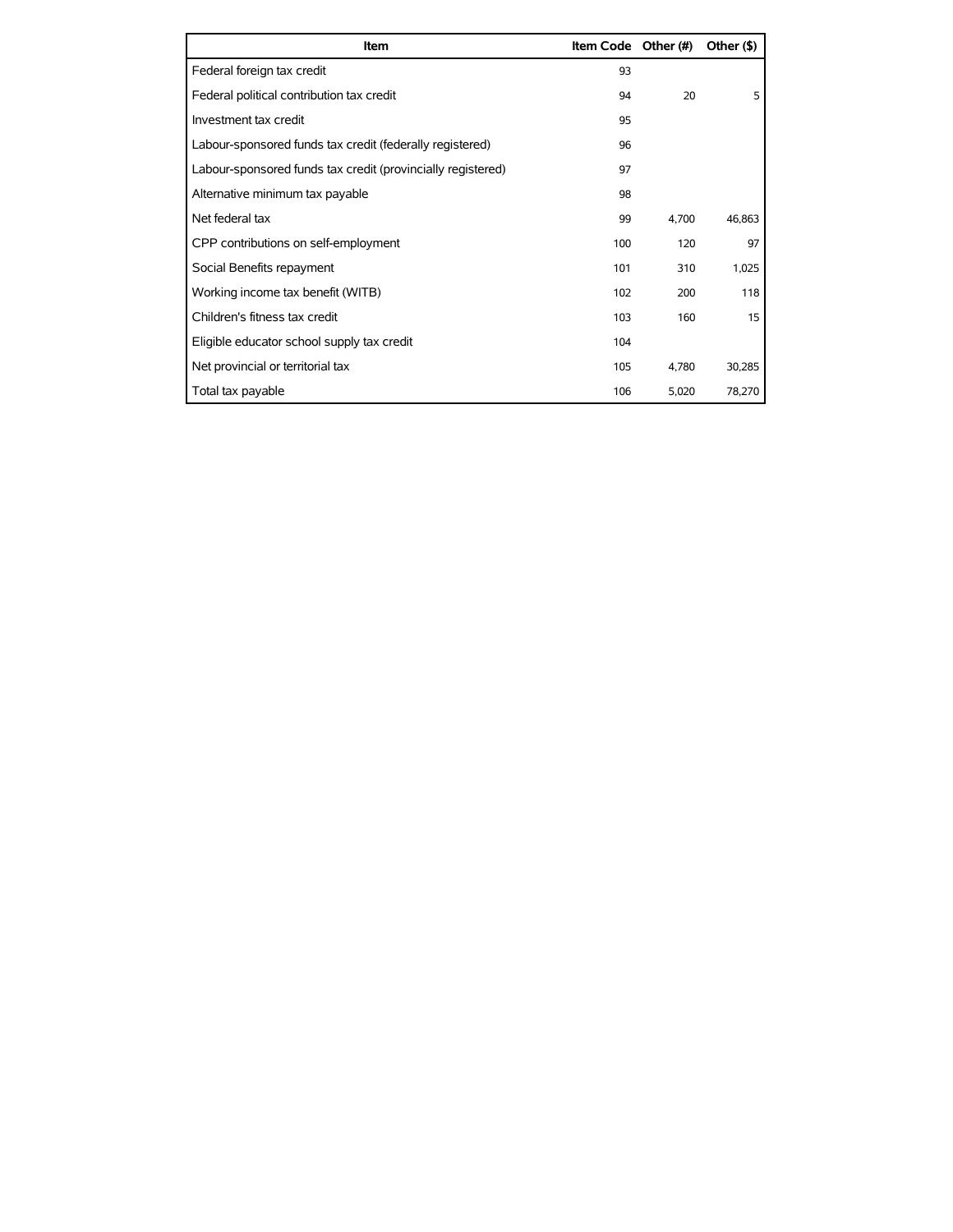| Item | Item Code | Other (#) | Other ($) |
|---|---|---|---|
| Federal foreign tax credit | 93 | | |
| Federal political contribution tax credit | 94 | 20 | 5 |
| Investment tax credit | 95 | | |
| Labour-sponsored funds tax credit (federally registered) | 96 | | |
| Labour-sponsored funds tax credit (provincially registered) | 97 | | |
| Alternative minimum tax payable | 98 | | |
| Net federal tax | 99 | 4,700 | 46,863 |
| CPP contributions on self-employment | 100 | 120 | 97 |
| Social Benefits repayment | 101 | 310 | 1,025 |
| Working income tax benefit (WITB) | 102 | 200 | 118 |
| Children's fitness tax credit | 103 | 160 | 15 |
| Eligible educator school supply tax credit | 104 | | |
| Net provincial or territorial tax | 105 | 4,780 | 30,285 |
| Total tax payable | 106 | 5,020 | 78,270 |